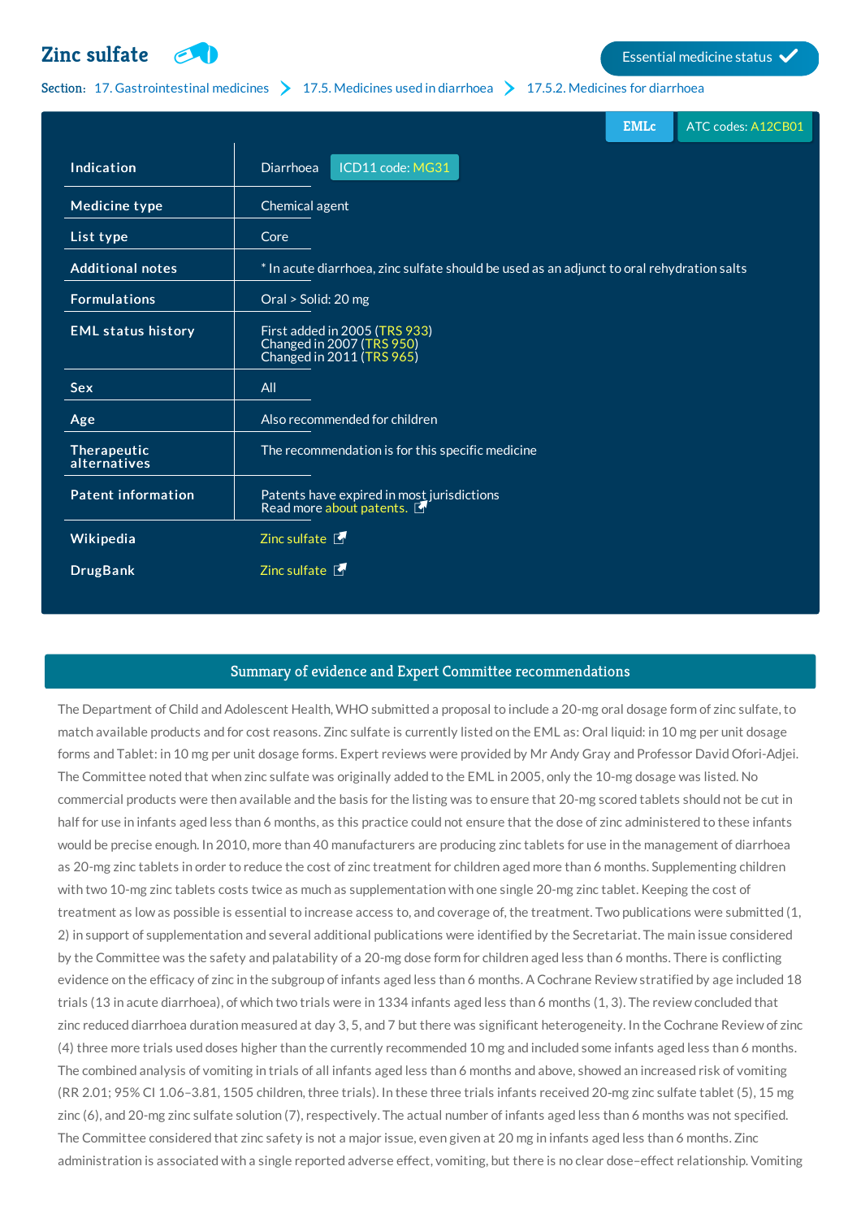# Zinc sulfate

Essential medicine status ✓

**Section:** 17. Gastrointestinal medicines > 17.5. Medicines used in diarrhoea > 17.5.2. Medicines for diarrhoea

EMLc | ATC codes: A12CB01

| | |
|---|---|
| **Indication** | Diarrhoea ICD11 code: MG31 |
| **Medicine type** | Chemical agent |
| **List type** | Core |
| **Additional notes** | * In acute diarrhoea, zinc sulfate should be used as an adjunct to oral rehydration salts |
| **Formulations** | Oral > Solid: 20 mg |
| **EML status history** | First added in 2005 (TRS 933)<br>Changed in 2007 (TRS 950)<br>Changed in 2011 (TRS 965) |
| **Sex** | All |
| **Age** | Also recommended for children |
| **Therapeutic alternatives** | The recommendation is for this specific medicine |
| **Patent information** | Patents have expired in most jurisdictions<br>Read more about patents. |
| **Wikipedia** | Zinc sulfate |
| **DrugBank** | Zinc sulfate |

## Summary of evidence and Expert Committee recommendations

The Department of Child and Adolescent Health, WHO submitted a proposal to include a 20-mg oral dosage form of zinc sulfate, to match available products and for cost reasons. Zinc sulfate is currently listed on the EML as: Oral liquid: in 10 mg per unit dosage forms and Tablet: in 10 mg per unit dosage forms. Expert reviews were provided by Mr Andy Gray and Professor David Ofori-Adjei. The Committee noted that when zinc sulfate was originally added to the EML in 2005, only the 10-mg dosage was listed. No commercial products were then available and the basis for the listing was to ensure that 20-mg scored tablets should not be cut in half for use in infants aged less than 6 months, as this practice could not ensure that the dose of zinc administered to these infants would be precise enough. In 2010, more than 40 manufacturers are producing zinc tablets for use in the management of diarrhoea as 20-mg zinc tablets in order to reduce the cost of zinc treatment for children aged more than 6 months. Supplementing children with two 10-mg zinc tablets costs twice as much as supplementation with one single 20-mg zinc tablet. Keeping the cost of treatment as low as possible is essential to increase access to, and coverage of, the treatment. Two publications were submitted (1, 2) in support of supplementation and several additional publications were identified by the Secretariat. The main issue considered by the Committee was the safety and palatability of a 20-mg dose form for children aged less than 6 months. There is conflicting evidence on the efficacy of zinc in the subgroup of infants aged less than 6 months. A Cochrane Review stratified by age included 18 trials (13 in acute diarrhoea), of which two trials were in 1334 infants aged less than 6 months (1, 3). The review concluded that zinc reduced diarrhoea duration measured at day 3, 5, and 7 but there was significant heterogeneity. In the Cochrane Review of zinc (4) three more trials used doses higher than the currently recommended 10 mg and included some infants aged less than 6 months. The combined analysis of vomiting in trials of all infants aged less than 6 months and above, showed an increased risk of vomiting (RR 2.01; 95% CI 1.06–3.81, 1505 children, three trials). In these three trials infants received 20-mg zinc sulfate tablet (5), 15 mg zinc (6), and 20-mg zinc sulfate solution (7), respectively. The actual number of infants aged less than 6 months was not specified. The Committee considered that zinc safety is not a major issue, even given at 20 mg in infants aged less than 6 months. Zinc administration is associated with a single reported adverse effect, vomiting, but there is no clear dose–effect relationship. Vomiting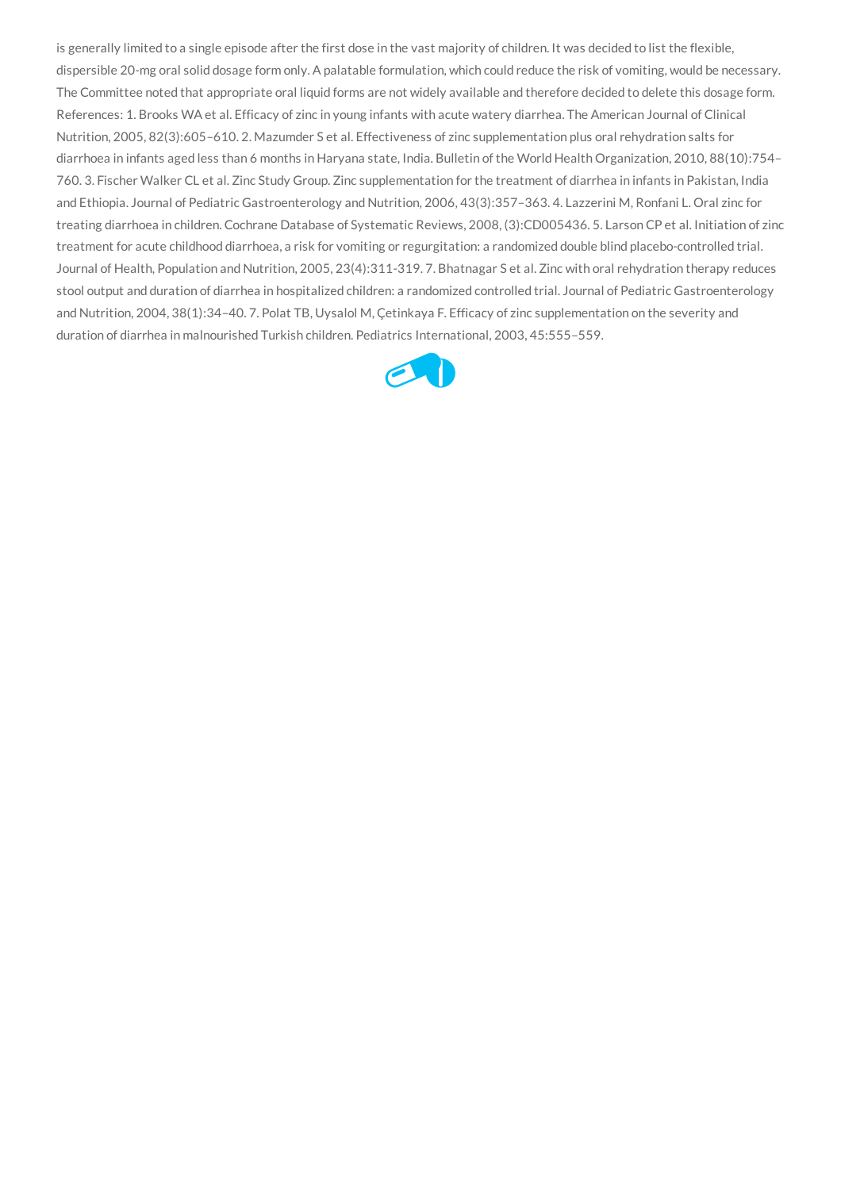is generally limited to a single episode after the first dose in the vast majority of children. It was decided to list the flexible, dispersible 20-mg oral solid dosage form only. A palatable formulation, which could reduce the risk of vomiting, would be necessary. The Committee noted that appropriate oral liquid forms are not widely available and therefore decided to delete this dosage form. References: 1. Brooks WA et al. Efficacy of zinc in young infants with acute watery diarrhea. The American Journal of Clinical Nutrition, 2005, 82(3):605–610. 2. Mazumder S et al. Effectiveness of zinc supplementation plus oral rehydration salts for diarrhoea in infants aged less than 6 months in Haryana state, India. Bulletin of the World Health Organization, 2010, 88(10):754–760. 3. Fischer Walker CL et al. Zinc Study Group. Zinc supplementation for the treatment of diarrhea in infants in Pakistan, India and Ethiopia. Journal of Pediatric Gastroenterology and Nutrition, 2006, 43(3):357–363. 4. Lazzerini M, Ronfani L. Oral zinc for treating diarrhoea in children. Cochrane Database of Systematic Reviews, 2008, (3):CD005436. 5. Larson CP et al. Initiation of zinc treatment for acute childhood diarrhoea, a risk for vomiting or regurgitation: a randomized double blind placebo-controlled trial. Journal of Health, Population and Nutrition, 2005, 23(4):311-319. 7. Bhatnagar S et al. Zinc with oral rehydration therapy reduces stool output and duration of diarrhea in hospitalized children: a randomized controlled trial. Journal of Pediatric Gastroenterology and Nutrition, 2004, 38(1):34–40. 7. Polat TB, Uysalol M, Çetinkaya F. Efficacy of zinc supplementation on the severity and duration of diarrhea in malnourished Turkish children. Pediatrics International, 2003, 45:555–559.